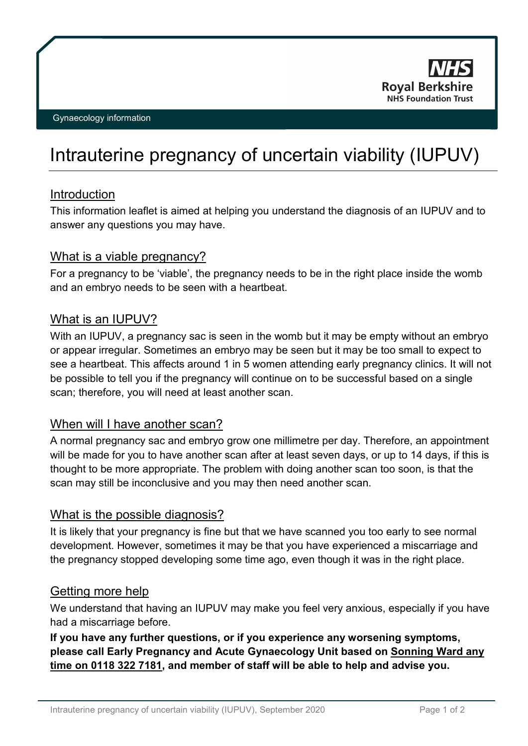NHS
Royal Berkshire
NHS Foundation Trust

Gynaecology information

# Intrauterine pregnancy of uncertain viability (IUPUV)

## Introduction

This information leaflet is aimed at helping you understand the diagnosis of an IUPUV and to answer any questions you may have.

## What is a viable pregnancy?

For a pregnancy to be 'viable', the pregnancy needs to be in the right place inside the womb and an embryo needs to be seen with a heartbeat.

## What is an IUPUV?

With an IUPUV, a pregnancy sac is seen in the womb but it may be empty without an embryo or appear irregular. Sometimes an embryo may be seen but it may be too small to expect to see a heartbeat. This affects around 1 in 5 women attending early pregnancy clinics. It will not be possible to tell you if the pregnancy will continue on to be successful based on a single scan; therefore, you will need at least another scan.

## When will I have another scan?

A normal pregnancy sac and embryo grow one millimetre per day. Therefore, an appointment will be made for you to have another scan after at least seven days, or up to 14 days, if this is thought to be more appropriate. The problem with doing another scan too soon, is that the scan may still be inconclusive and you may then need another scan.

## What is the possible diagnosis?

It is likely that your pregnancy is fine but that we have scanned you too early to see normal development. However, sometimes it may be that you have experienced a miscarriage and the pregnancy stopped developing some time ago, even though it was in the right place.

## Getting more help

We understand that having an IUPUV may make you feel very anxious, especially if you have had a miscarriage before.

**If you have any further questions, or if you experience any worsening symptoms, please call Early Pregnancy and Acute Gynaecology Unit based on Sonning Ward any time on 0118 322 7181, and member of staff will be able to help and advise you.**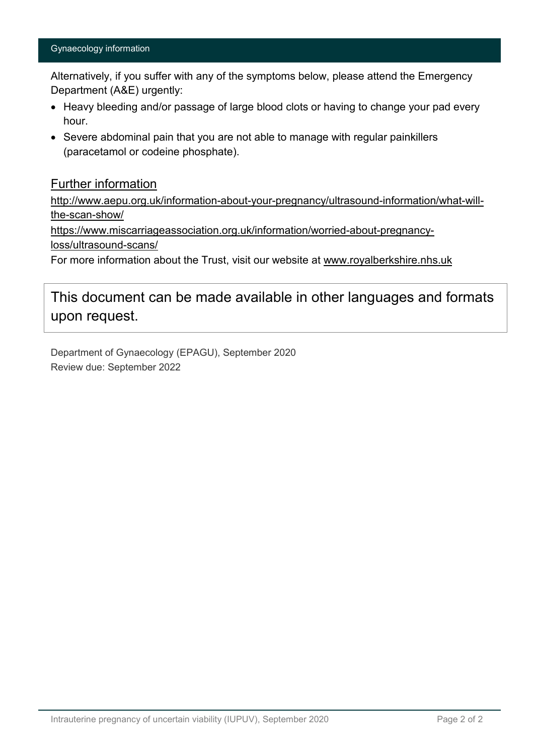Alternatively, if you suffer with any of the symptoms below, please attend the Emergency Department (A&E) urgently:

- Heavy bleeding and/or passage of large blood clots or having to change your pad every hour.
- Severe abdominal pain that you are not able to manage with regular painkillers (paracetamol or codeine phosphate).

## Further information

http://www.aepu.org.uk/information-about-your-pregnancy/ultrasound-information/what-will-the-scan-show/

https://www.miscarriageassociation.org.uk/information/worried-about-pregnancy-loss/ultrasound-scans/

For more information about the Trust, visit our website at www.royalberkshire.nhs.uk

This document can be made available in other languages and formats upon request.

Department of Gynaecology (EPAGU), September 2020
Review due: September 2022